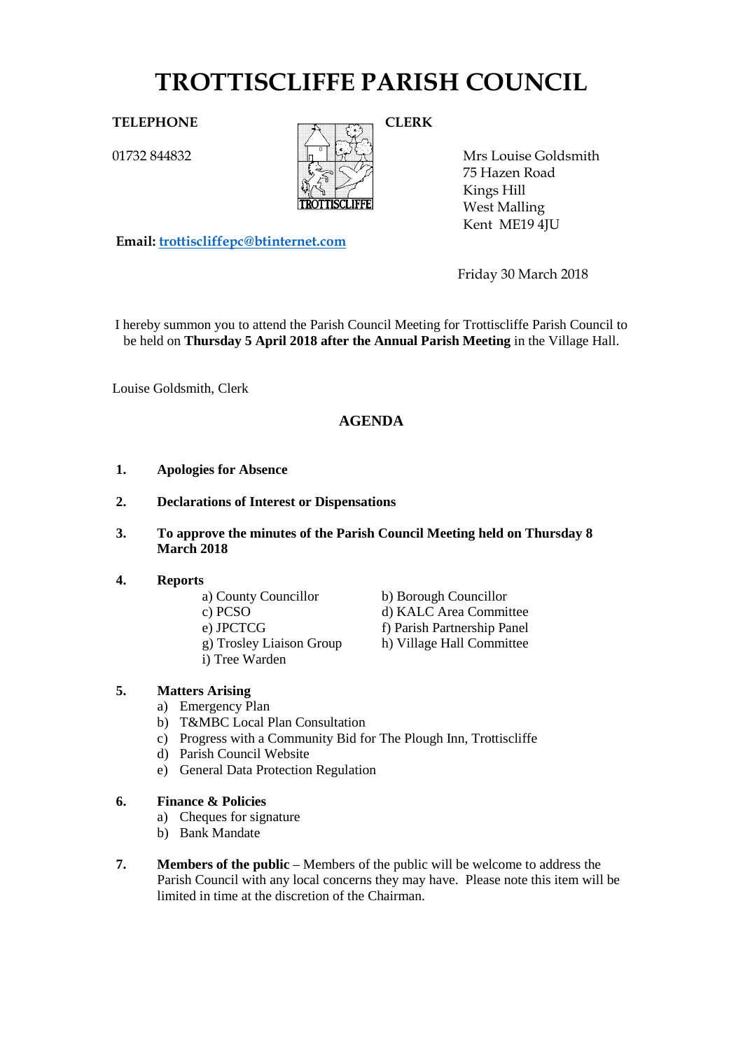# TROTTISCLIFFE PARISH COUNCIL

**TELEPHONE**

01732 844832

**CLERK**

Mrs Louise Goldsmith
75 Hazen Road
Kings Hill
West Malling
Kent ME19 4JU

**Email:** trottiscliffepc@btinternet.com

Friday 30 March 2018

I hereby summon you to attend the Parish Council Meeting for Trottiscliffe Parish Council to be held on **Thursday 5 April 2018 after the Annual Parish Meeting** in the Village Hall.

Louise Goldsmith, Clerk

## AGENDA

1. **Apologies for Absence**

2. **Declarations of Interest or Dispensations**

3. **To approve the minutes of the Parish Council Meeting held on Thursday 8 March 2018**

4. **Reports**
   - a) County Councillor
   - b) Borough Councillor
   - c) PCSO
   - d) KALC Area Committee
   - e) JPCTCG
   - f) Parish Partnership Panel
   - g) Trosley Liaison Group
   - h) Village Hall Committee
   - i) Tree Warden

5. **Matters Arising**
   - a) Emergency Plan
   - b) T&MBC Local Plan Consultation
   - c) Progress with a Community Bid for The Plough Inn, Trottiscliffe
   - d) Parish Council Website
   - e) General Data Protection Regulation

6. **Finance & Policies**
   - a) Cheques for signature
   - b) Bank Mandate

7. **Members of the public** – Members of the public will be welcome to address the Parish Council with any local concerns they may have. Please note this item will be limited in time at the discretion of the Chairman.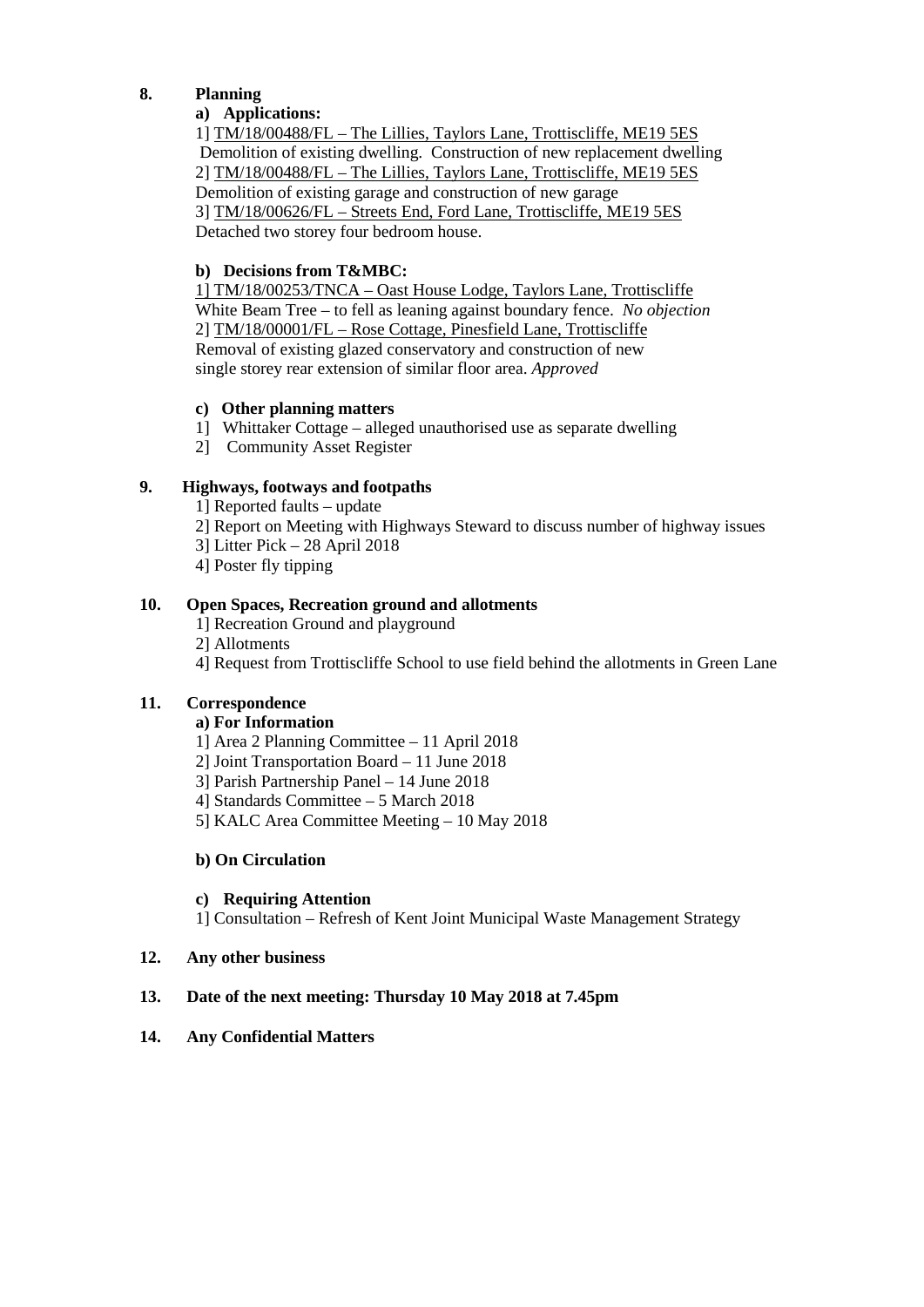**8. Planning**

**a) Applications:**

1] TM/18/00488/FL – The Lillies, Taylors Lane, Trottiscliffe, ME19 5ES
Demolition of existing dwelling. Construction of new replacement dwelling

2] TM/18/00488/FL – The Lillies, Taylors Lane, Trottiscliffe, ME19 5ES
Demolition of existing garage and construction of new garage

3] TM/18/00626/FL – Streets End, Ford Lane, Trottiscliffe, ME19 5ES
Detached two storey four bedroom house.

**b) Decisions from T&MBC:**

1] TM/18/00253/TNCA – Oast House Lodge, Taylors Lane, Trottiscliffe
White Beam Tree – to fell as leaning against boundary fence. *No objection*

2] TM/18/00001/FL – Rose Cottage, Pinesfield Lane, Trottiscliffe
Removal of existing glazed conservatory and construction of new single storey rear extension of similar floor area. *Approved*

**c) Other planning matters**

1] Whittaker Cottage – alleged unauthorised use as separate dwelling

2] Community Asset Register

**9. Highways, footways and footpaths**

1] Reported faults – update

2] Report on Meeting with Highways Steward to discuss number of highway issues

3] Litter Pick – 28 April 2018

4] Poster fly tipping

**10. Open Spaces, Recreation ground and allotments**

1] Recreation Ground and playground

2] Allotments

4] Request from Trottiscliffe School to use field behind the allotments in Green Lane

**11. Correspondence**

**a) For Information**

1] Area 2 Planning Committee – 11 April 2018

2] Joint Transportation Board – 11 June 2018

3] Parish Partnership Panel – 14 June 2018

4] Standards Committee – 5 March 2018

5] KALC Area Committee Meeting – 10 May 2018

**b) On Circulation**

**c) Requiring Attention**

1] Consultation – Refresh of Kent Joint Municipal Waste Management Strategy

**12. Any other business**

**13. Date of the next meeting: Thursday 10 May 2018 at 7.45pm**

**14. Any Confidential Matters**